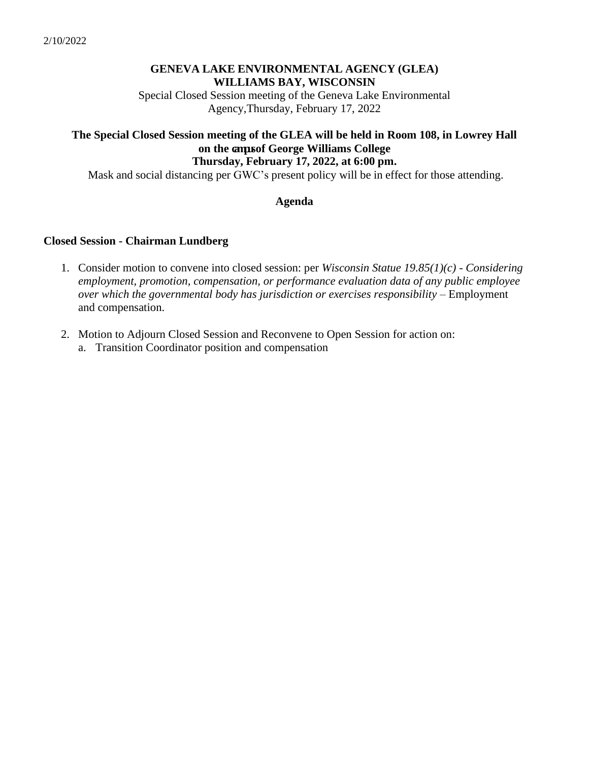2/10/2022

**GENEVA LAKE ENVIRONMENTAL AGENCY (GLEA)**
**WILLIAMS BAY, WISCONSIN**

Special Closed Session meeting of the Geneva Lake Environmental Agency,Thursday, February 17, 2022

**The Special Closed Session meeting of the GLEA will be held in Room 108, in Lowrey Hall on the campus of George Williams College**
**Thursday, February 17, 2022, at 6:00 pm.**

Mask and social distancing per GWC's present policy will be in effect for those attending.

**Agenda**

**Closed Session - Chairman Lundberg**

1. Consider motion to convene into closed session: per *Wisconsin Statue 19.85(1)(c) - Considering employment, promotion, compensation, or performance evaluation data of any public employee over which the governmental body has jurisdiction or exercises responsibility* – Employment and compensation.

2. Motion to Adjourn Closed Session and Reconvene to Open Session for action on:
   a. Transition Coordinator position and compensation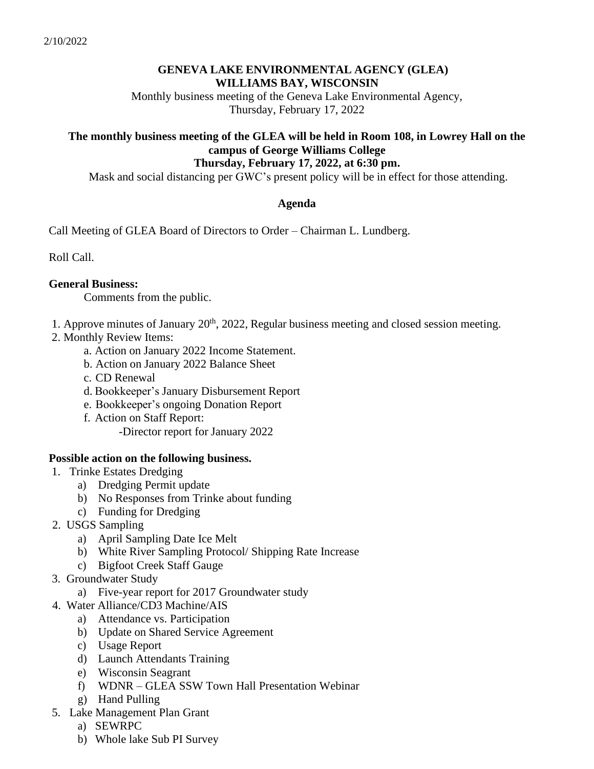2/10/2022

**GENEVA LAKE ENVIRONMENTAL AGENCY (GLEA)**
**WILLIAMS BAY, WISCONSIN**

Monthly business meeting of the Geneva Lake Environmental Agency,
Thursday, February 17, 2022

**The monthly business meeting of the GLEA will be held in Room 108, in Lowrey Hall on the campus of George Williams College**
**Thursday, February 17, 2022, at 6:30 pm.**

Mask and social distancing per GWC's present policy will be in effect for those attending.

## Agenda

Call Meeting of GLEA Board of Directors to Order – Chairman L. Lundberg.

Roll Call.

**General Business:**

Comments from the public.

1. Approve minutes of January 20th, 2022, Regular business meeting and closed session meeting.
2. Monthly Review Items:
   a. Action on January 2022 Income Statement.
   b. Action on January 2022 Balance Sheet
   c. CD Renewal
   d. Bookkeeper's January Disbursement Report
   e. Bookkeeper's ongoing Donation Report
   f. Action on Staff Report:
      -Director report for January 2022

**Possible action on the following business.**

1. Trinke Estates Dredging
   a) Dredging Permit update
   b) No Responses from Trinke about funding
   c) Funding for Dredging
2. USGS Sampling
   a) April Sampling Date Ice Melt
   b) White River Sampling Protocol/ Shipping Rate Increase
   c) Bigfoot Creek Staff Gauge
3. Groundwater Study
   a) Five-year report for 2017 Groundwater study
4. Water Alliance/CD3 Machine/AIS
   a) Attendance vs. Participation
   b) Update on Shared Service Agreement
   c) Usage Report
   d) Launch Attendants Training
   e) Wisconsin Seagrant
   f) WDNR – GLEA SSW Town Hall Presentation Webinar
   g) Hand Pulling
5. Lake Management Plan Grant
   a) SEWRPC
   b) Whole lake Sub PI Survey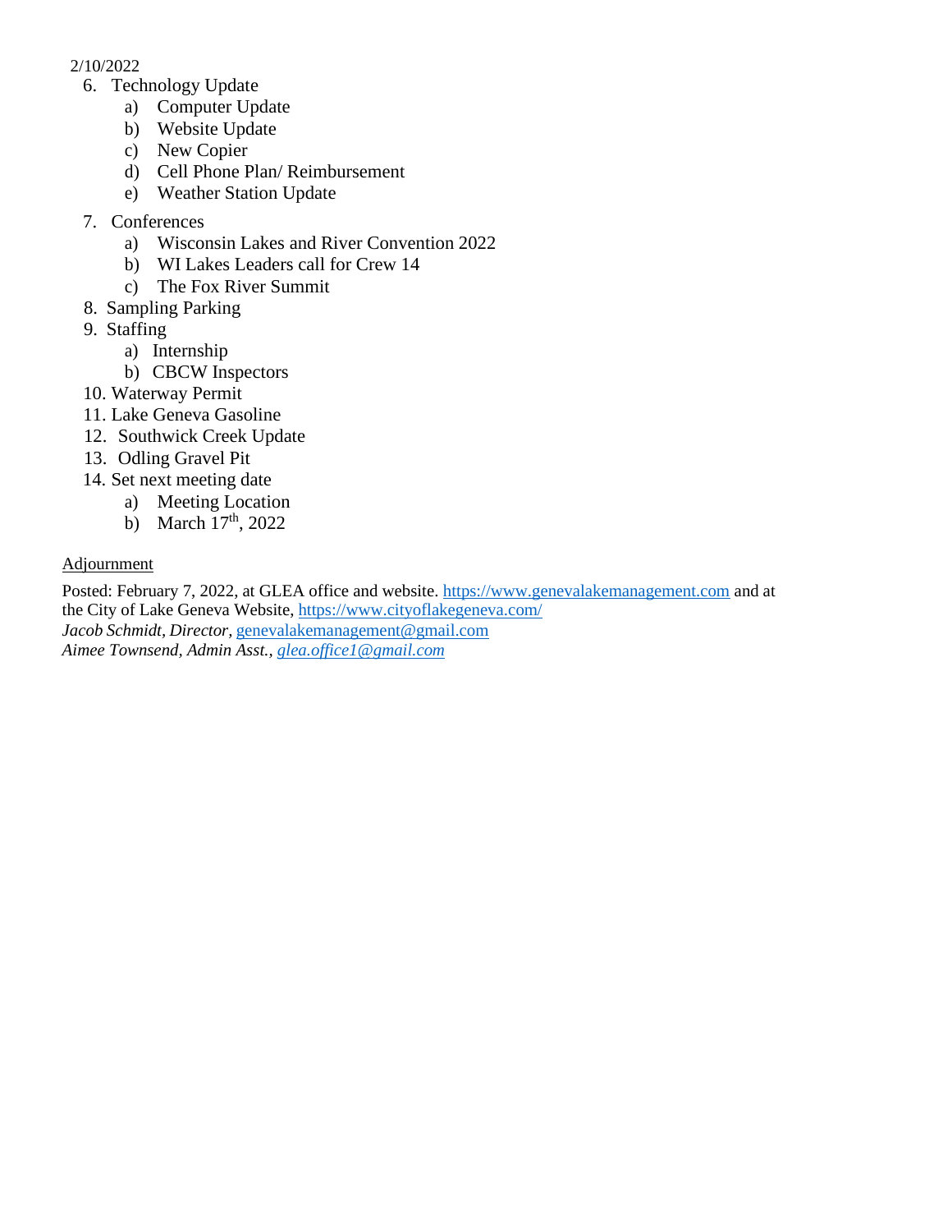2/10/2022

6. Technology Update
    a) Computer Update
    b) Website Update
    c) New Copier
    d) Cell Phone Plan/ Reimbursement
    e) Weather Station Update
7. Conferences
    a) Wisconsin Lakes and River Convention 2022
    b) WI Lakes Leaders call for Crew 14
    c) The Fox River Summit
8. Sampling Parking
9. Staffing
    a) Internship
    b) CBCW Inspectors
10. Waterway Permit
11. Lake Geneva Gasoline
12. Southwick Creek Update
13. Odling Gravel Pit
14. Set next meeting date
    a) Meeting Location
    b) March 17th, 2022

Adjournment

Posted: February 7, 2022, at GLEA office and website. https://www.genevalakemanagement.com and at the City of Lake Geneva Website, https://www.cityoflakegeneva.com/
*Jacob Schmidt, Director*, genevalakemanagement@gmail.com
*Aimee Townsend, Admin Asst., glea.office1@gmail.com*